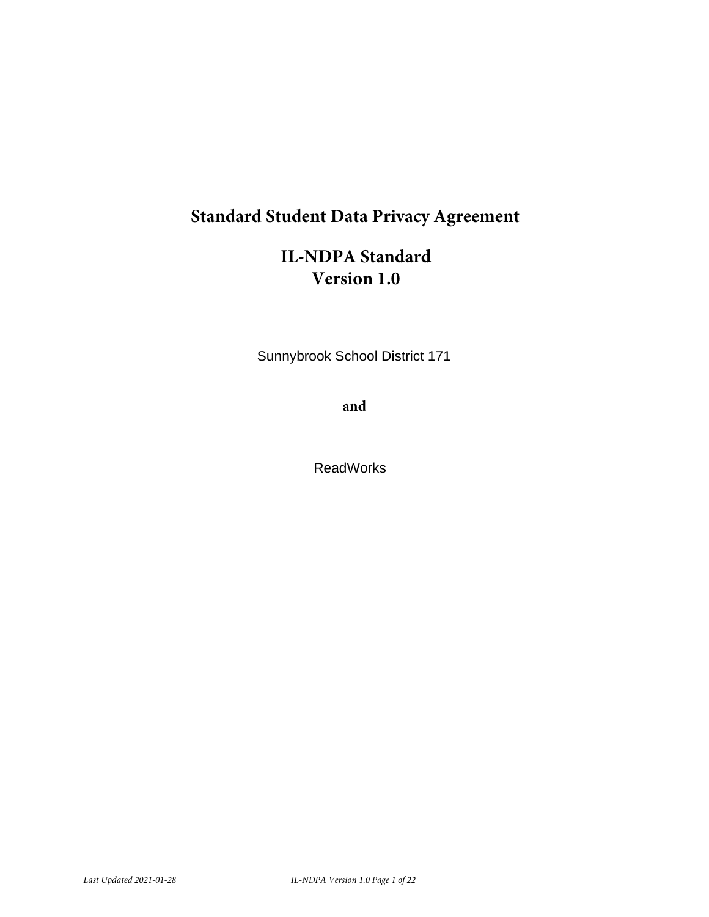# Standard Student Data Privacy Agreement

## IL-NDPA Standard
## Version 1.0

Sunnybrook School District 171

**and**

ReadWorks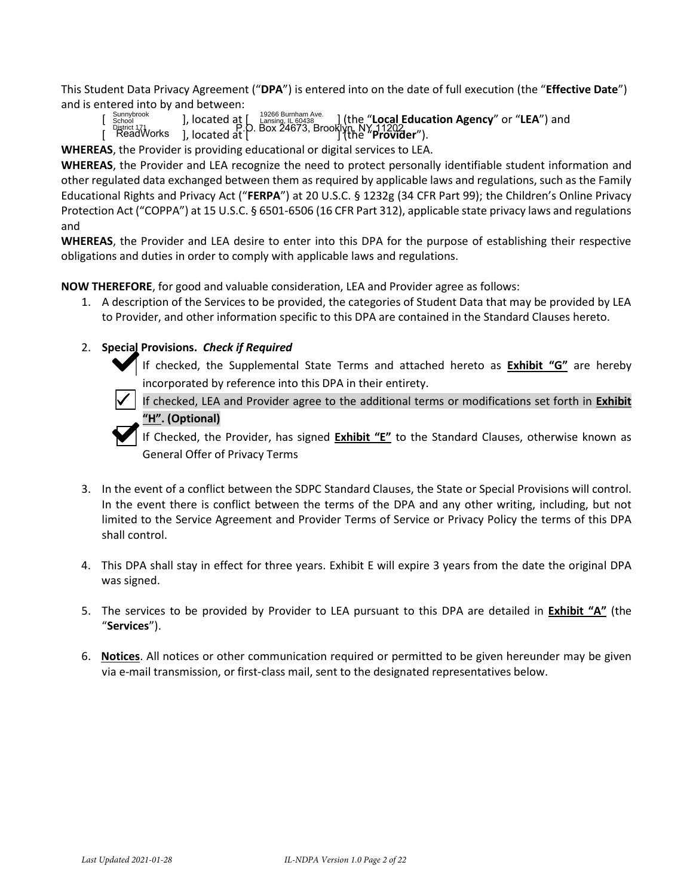This Student Data Privacy Agreement ("**DPA**") is entered into on the date of full execution (the "**Effective Date**") and is entered into by and between:

[ Sunnybrook School District 171 ], located at [ 19266 Burnham Ave. Lansing, IL 60438 ] (the "**Local Education Agency**" or "**LEA**") and [ ReadWorks ], located at [ P.O. Box 24673, Brooklyn, NY 11202 ] (the "**Provider**").

**WHEREAS**, the Provider is providing educational or digital services to LEA.

**WHEREAS**, the Provider and LEA recognize the need to protect personally identifiable student information and other regulated data exchanged between them as required by applicable laws and regulations, such as the Family Educational Rights and Privacy Act ("**FERPA**") at 20 U.S.C. § 1232g (34 CFR Part 99); the Children's Online Privacy Protection Act ("COPPA") at 15 U.S.C. § 6501-6506 (16 CFR Part 312), applicable state privacy laws and regulations and

**WHEREAS**, the Provider and LEA desire to enter into this DPA for the purpose of establishing their respective obligations and duties in order to comply with applicable laws and regulations.

**NOW THEREFORE**, for good and valuable consideration, LEA and Provider agree as follows:

1. A description of the Services to be provided, the categories of Student Data that may be provided by LEA to Provider, and other information specific to this DPA are contained in the Standard Clauses hereto.

2. **Special Provisions.** ***Check if Required***

   - [x] If checked, the Supplemental State Terms and attached hereto as **Exhibit "G"** are hereby incorporated by reference into this DPA in their entirety.
   - [x] If checked, LEA and Provider agree to the additional terms or modifications set forth in **Exhibit "H". (Optional)**
   - [x] If Checked, the Provider, has signed **Exhibit "E"** to the Standard Clauses, otherwise known as General Offer of Privacy Terms

3. In the event of a conflict between the SDPC Standard Clauses, the State or Special Provisions will control. In the event there is conflict between the terms of the DPA and any other writing, including, but not limited to the Service Agreement and Provider Terms of Service or Privacy Policy the terms of this DPA shall control.

4. This DPA shall stay in effect for three years. Exhibit E will expire 3 years from the date the original DPA was signed.

5. The services to be provided by Provider to LEA pursuant to this DPA are detailed in **Exhibit "A"** (the "**Services**").

6. **Notices**. All notices or other communication required or permitted to be given hereunder may be given via e-mail transmission, or first-class mail, sent to the designated representatives below.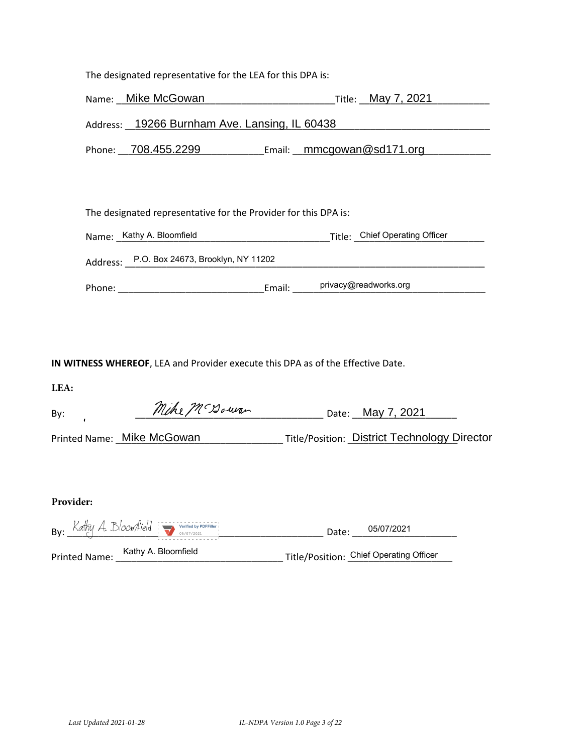The designated representative for the LEA for this DPA is:

Name: Mike McGowan Title: May 7, 2021

Address: 19266 Burnham Ave. Lansing, IL 60438

Phone: 708.455.2299 Email: mmcgowan@sd171.org

The designated representative for the Provider for this DPA is:

Name: Kathy A. Bloomfield Title: Chief Operating Officer

Address: P.O. Box 24673, Brooklyn, NY 11202

Phone: ______________________ Email: privacy@readworks.org

**IN WITNESS WHEREOF**, LEA and Provider execute this DPA as of the Effective Date.

**LEA:**

By: *Mike McGowan* Date: May 7, 2021

Printed Name: Mike McGowan Title/Position: District Technology Director

**Provider:**

By: *Kathy A. Bloomfield* Verified by PDFFiller 05/07/2021 Date: 05/07/2021

Printed Name: Kathy A. Bloomfield Title/Position: Chief Operating Officer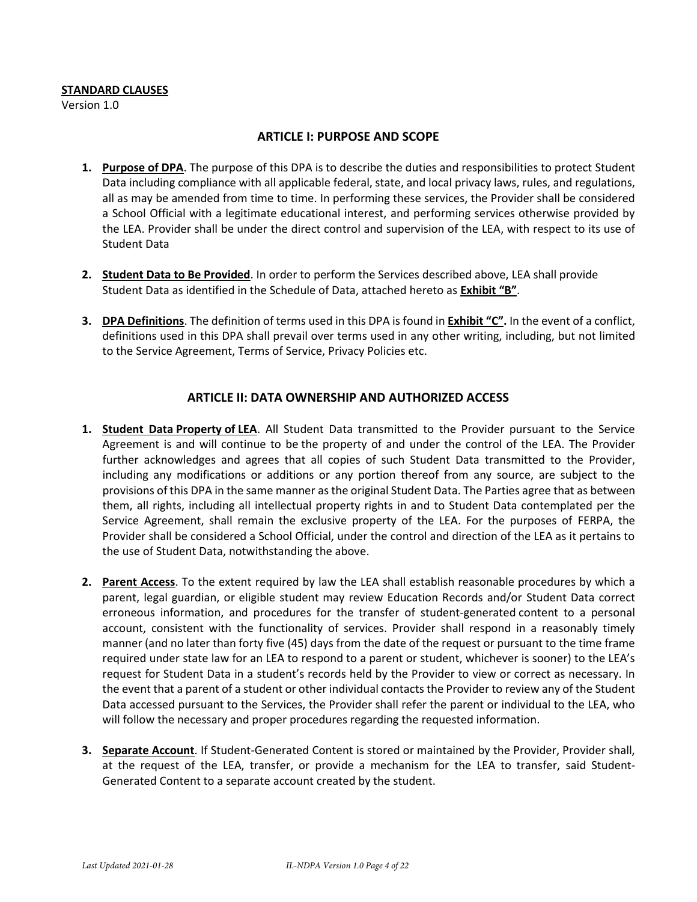**STANDARD CLAUSES**

Version 1.0

## ARTICLE I: PURPOSE AND SCOPE

1. **Purpose of DPA**. The purpose of this DPA is to describe the duties and responsibilities to protect Student Data including compliance with all applicable federal, state, and local privacy laws, rules, and regulations, all as may be amended from time to time. In performing these services, the Provider shall be considered a School Official with a legitimate educational interest, and performing services otherwise provided by the LEA. Provider shall be under the direct control and supervision of the LEA, with respect to its use of Student Data

2. **Student Data to Be Provided**. In order to perform the Services described above, LEA shall provide Student Data as identified in the Schedule of Data, attached hereto as **Exhibit "B"**.

3. **DPA Definitions**. The definition of terms used in this DPA is found in **Exhibit "C".** In the event of a conflict, definitions used in this DPA shall prevail over terms used in any other writing, including, but not limited to the Service Agreement, Terms of Service, Privacy Policies etc.

## ARTICLE II: DATA OWNERSHIP AND AUTHORIZED ACCESS

1. **Student Data Property of LEA**. All Student Data transmitted to the Provider pursuant to the Service Agreement is and will continue to be the property of and under the control of the LEA. The Provider further acknowledges and agrees that all copies of such Student Data transmitted to the Provider, including any modifications or additions or any portion thereof from any source, are subject to the provisions of this DPA in the same manner as the original Student Data. The Parties agree that as between them, all rights, including all intellectual property rights in and to Student Data contemplated per the Service Agreement, shall remain the exclusive property of the LEA. For the purposes of FERPA, the Provider shall be considered a School Official, under the control and direction of the LEA as it pertains to the use of Student Data, notwithstanding the above.

2. **Parent Access**. To the extent required by law the LEA shall establish reasonable procedures by which a parent, legal guardian, or eligible student may review Education Records and/or Student Data correct erroneous information, and procedures for the transfer of student-generated content to a personal account, consistent with the functionality of services. Provider shall respond in a reasonably timely manner (and no later than forty five (45) days from the date of the request or pursuant to the time frame required under state law for an LEA to respond to a parent or student, whichever is sooner) to the LEA's request for Student Data in a student's records held by the Provider to view or correct as necessary. In the event that a parent of a student or other individual contacts the Provider to review any of the Student Data accessed pursuant to the Services, the Provider shall refer the parent or individual to the LEA, who will follow the necessary and proper procedures regarding the requested information.

3. **Separate Account**. If Student-Generated Content is stored or maintained by the Provider, Provider shall, at the request of the LEA, transfer, or provide a mechanism for the LEA to transfer, said Student-Generated Content to a separate account created by the student.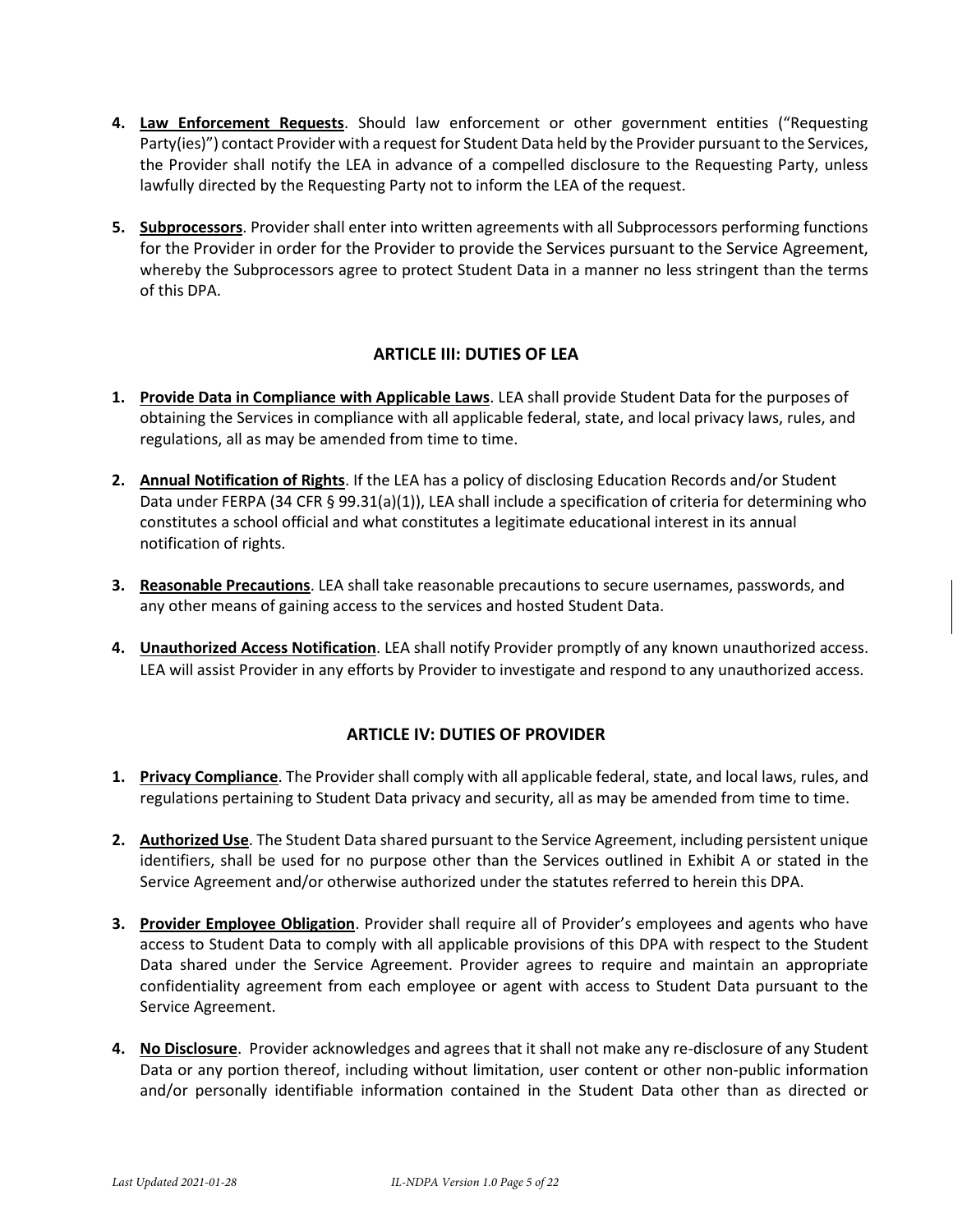4. **Law Enforcement Requests**. Should law enforcement or other government entities ("Requesting Party(ies)") contact Provider with a request for Student Data held by the Provider pursuant to the Services, the Provider shall notify the LEA in advance of a compelled disclosure to the Requesting Party, unless lawfully directed by the Requesting Party not to inform the LEA of the request.

5. **Subprocessors**. Provider shall enter into written agreements with all Subprocessors performing functions for the Provider in order for the Provider to provide the Services pursuant to the Service Agreement, whereby the Subprocessors agree to protect Student Data in a manner no less stringent than the terms of this DPA.

## ARTICLE III: DUTIES OF LEA

1. **Provide Data in Compliance with Applicable Laws**. LEA shall provide Student Data for the purposes of obtaining the Services in compliance with all applicable federal, state, and local privacy laws, rules, and regulations, all as may be amended from time to time.

2. **Annual Notification of Rights**. If the LEA has a policy of disclosing Education Records and/or Student Data under FERPA (34 CFR § 99.31(a)(1)), LEA shall include a specification of criteria for determining who constitutes a school official and what constitutes a legitimate educational interest in its annual notification of rights.

3. **Reasonable Precautions**. LEA shall take reasonable precautions to secure usernames, passwords, and any other means of gaining access to the services and hosted Student Data.

4. **Unauthorized Access Notification**. LEA shall notify Provider promptly of any known unauthorized access. LEA will assist Provider in any efforts by Provider to investigate and respond to any unauthorized access.

## ARTICLE IV: DUTIES OF PROVIDER

1. **Privacy Compliance**. The Provider shall comply with all applicable federal, state, and local laws, rules, and regulations pertaining to Student Data privacy and security, all as may be amended from time to time.

2. **Authorized Use**. The Student Data shared pursuant to the Service Agreement, including persistent unique identifiers, shall be used for no purpose other than the Services outlined in Exhibit A or stated in the Service Agreement and/or otherwise authorized under the statutes referred to herein this DPA.

3. **Provider Employee Obligation**. Provider shall require all of Provider's employees and agents who have access to Student Data to comply with all applicable provisions of this DPA with respect to the Student Data shared under the Service Agreement. Provider agrees to require and maintain an appropriate confidentiality agreement from each employee or agent with access to Student Data pursuant to the Service Agreement.

4. **No Disclosure**. Provider acknowledges and agrees that it shall not make any re-disclosure of any Student Data or any portion thereof, including without limitation, user content or other non-public information and/or personally identifiable information contained in the Student Data other than as directed or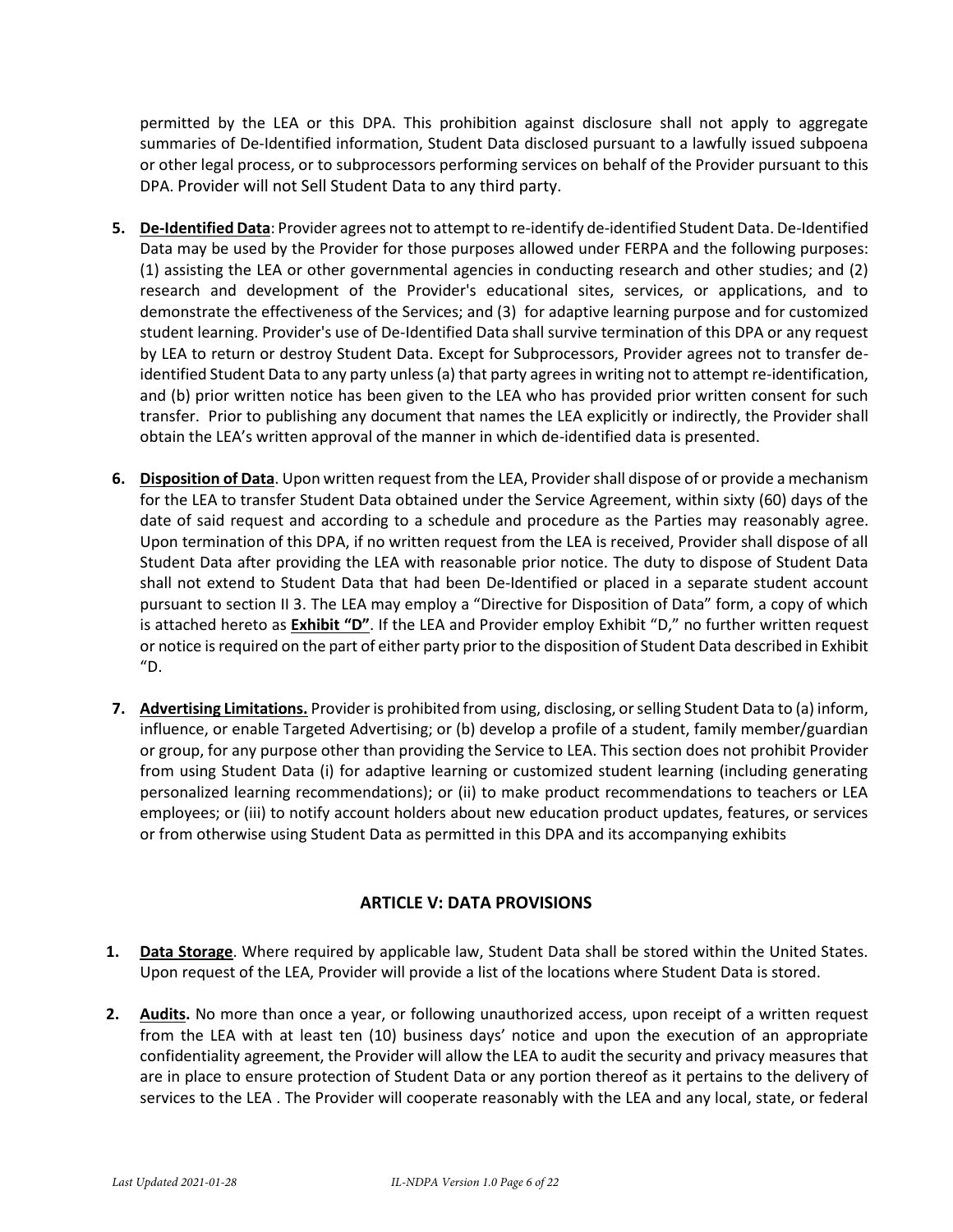permitted by the LEA or this DPA. This prohibition against disclosure shall not apply to aggregate summaries of De-Identified information, Student Data disclosed pursuant to a lawfully issued subpoena or other legal process, or to subprocessors performing services on behalf of the Provider pursuant to this DPA. Provider will not Sell Student Data to any third party.

5. **De-Identified Data**: Provider agrees not to attempt to re-identify de-identified Student Data. De-Identified Data may be used by the Provider for those purposes allowed under FERPA and the following purposes: (1) assisting the LEA or other governmental agencies in conducting research and other studies; and (2) research and development of the Provider's educational sites, services, or applications, and to demonstrate the effectiveness of the Services; and (3) for adaptive learning purpose and for customized student learning. Provider's use of De-Identified Data shall survive termination of this DPA or any request by LEA to return or destroy Student Data. Except for Subprocessors, Provider agrees not to transfer de-identified Student Data to any party unless (a) that party agrees in writing not to attempt re-identification, and (b) prior written notice has been given to the LEA who has provided prior written consent for such transfer. Prior to publishing any document that names the LEA explicitly or indirectly, the Provider shall obtain the LEA's written approval of the manner in which de-identified data is presented.

6. **Disposition of Data**. Upon written request from the LEA, Provider shall dispose of or provide a mechanism for the LEA to transfer Student Data obtained under the Service Agreement, within sixty (60) days of the date of said request and according to a schedule and procedure as the Parties may reasonably agree. Upon termination of this DPA, if no written request from the LEA is received, Provider shall dispose of all Student Data after providing the LEA with reasonable prior notice. The duty to dispose of Student Data shall not extend to Student Data that had been De-Identified or placed in a separate student account pursuant to section II 3. The LEA may employ a "Directive for Disposition of Data" form, a copy of which is attached hereto as **Exhibit "D"**. If the LEA and Provider employ Exhibit "D," no further written request or notice is required on the part of either party prior to the disposition of Student Data described in Exhibit "D.

7. **Advertising Limitations.** Provider is prohibited from using, disclosing, or selling Student Data to (a) inform, influence, or enable Targeted Advertising; or (b) develop a profile of a student, family member/guardian or group, for any purpose other than providing the Service to LEA. This section does not prohibit Provider from using Student Data (i) for adaptive learning or customized student learning (including generating personalized learning recommendations); or (ii) to make product recommendations to teachers or LEA employees; or (iii) to notify account holders about new education product updates, features, or services or from otherwise using Student Data as permitted in this DPA and its accompanying exhibits

## ARTICLE V: DATA PROVISIONS

1. **Data Storage**. Where required by applicable law, Student Data shall be stored within the United States. Upon request of the LEA, Provider will provide a list of the locations where Student Data is stored.

2. **Audits.** No more than once a year, or following unauthorized access, upon receipt of a written request from the LEA with at least ten (10) business days' notice and upon the execution of an appropriate confidentiality agreement, the Provider will allow the LEA to audit the security and privacy measures that are in place to ensure protection of Student Data or any portion thereof as it pertains to the delivery of services to the LEA . The Provider will cooperate reasonably with the LEA and any local, state, or federal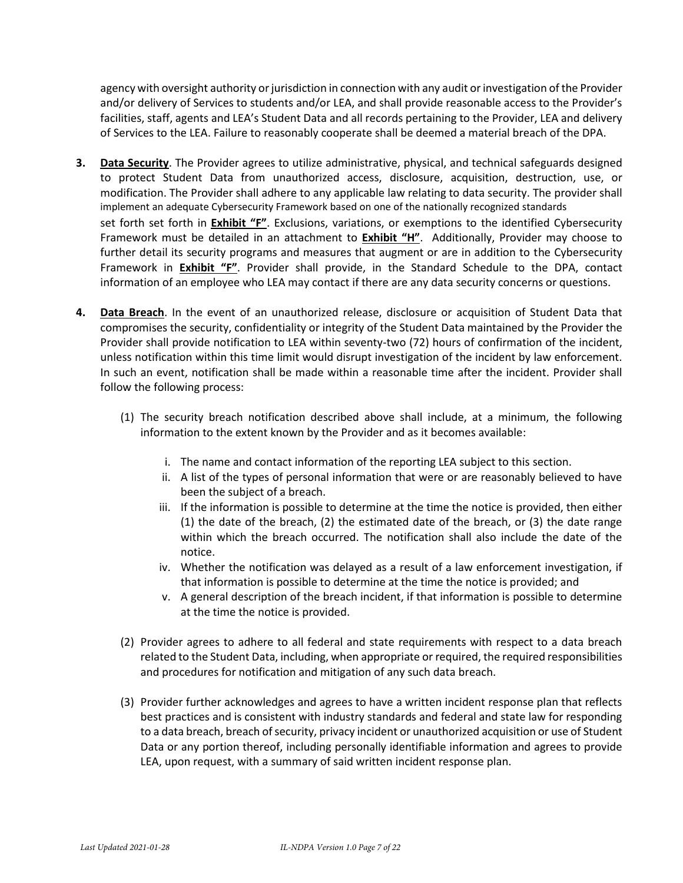agency with oversight authority or jurisdiction in connection with any audit or investigation of the Provider and/or delivery of Services to students and/or LEA, and shall provide reasonable access to the Provider's facilities, staff, agents and LEA's Student Data and all records pertaining to the Provider, LEA and delivery of Services to the LEA. Failure to reasonably cooperate shall be deemed a material breach of the DPA.

**3.** **Data Security**. The Provider agrees to utilize administrative, physical, and technical safeguards designed to protect Student Data from unauthorized access, disclosure, acquisition, destruction, use, or modification. The Provider shall adhere to any applicable law relating to data security. The provider shall implement an adequate Cybersecurity Framework based on one of the nationally recognized standards set forth set forth in **Exhibit "F"**. Exclusions, variations, or exemptions to the identified Cybersecurity Framework must be detailed in an attachment to **Exhibit "H"**. Additionally, Provider may choose to further detail its security programs and measures that augment or are in addition to the Cybersecurity Framework in **Exhibit "F"**. Provider shall provide, in the Standard Schedule to the DPA, contact information of an employee who LEA may contact if there are any data security concerns or questions.

**4.** **Data Breach**. In the event of an unauthorized release, disclosure or acquisition of Student Data that compromises the security, confidentiality or integrity of the Student Data maintained by the Provider the Provider shall provide notification to LEA within seventy-two (72) hours of confirmation of the incident, unless notification within this time limit would disrupt investigation of the incident by law enforcement. In such an event, notification shall be made within a reasonable time after the incident. Provider shall follow the following process:

(1) The security breach notification described above shall include, at a minimum, the following information to the extent known by the Provider and as it becomes available:

  i. The name and contact information of the reporting LEA subject to this section.
  ii. A list of the types of personal information that were or are reasonably believed to have been the subject of a breach.
  iii. If the information is possible to determine at the time the notice is provided, then either (1) the date of the breach, (2) the estimated date of the breach, or (3) the date range within which the breach occurred. The notification shall also include the date of the notice.
  iv. Whether the notification was delayed as a result of a law enforcement investigation, if that information is possible to determine at the time the notice is provided; and
  v. A general description of the breach incident, if that information is possible to determine at the time the notice is provided.

(2) Provider agrees to adhere to all federal and state requirements with respect to a data breach related to the Student Data, including, when appropriate or required, the required responsibilities and procedures for notification and mitigation of any such data breach.

(3) Provider further acknowledges and agrees to have a written incident response plan that reflects best practices and is consistent with industry standards and federal and state law for responding to a data breach, breach of security, privacy incident or unauthorized acquisition or use of Student Data or any portion thereof, including personally identifiable information and agrees to provide LEA, upon request, with a summary of said written incident response plan.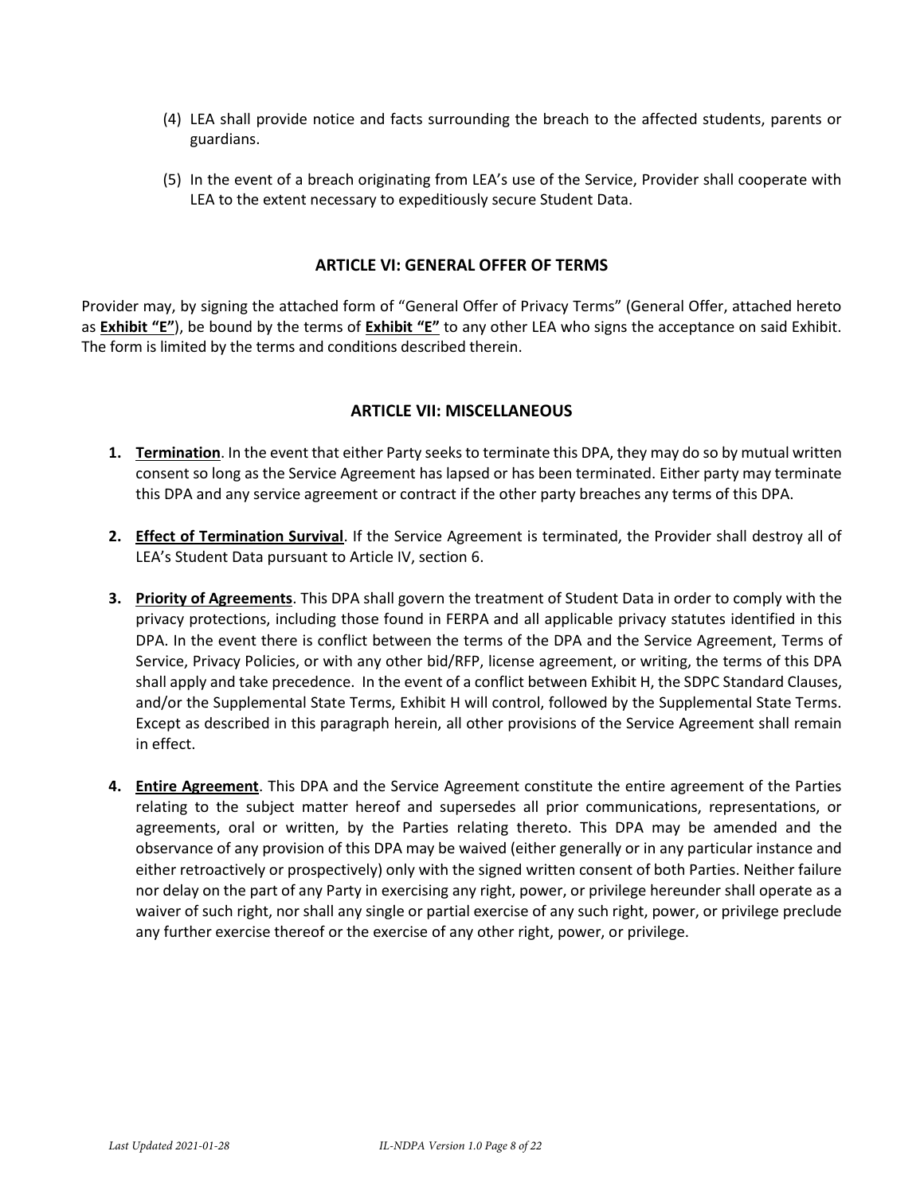(4) LEA shall provide notice and facts surrounding the breach to the affected students, parents or guardians.

(5) In the event of a breach originating from LEA's use of the Service, Provider shall cooperate with LEA to the extent necessary to expeditiously secure Student Data.

## ARTICLE VI: GENERAL OFFER OF TERMS

Provider may, by signing the attached form of "General Offer of Privacy Terms" (General Offer, attached hereto as **Exhibit "E"**), be bound by the terms of **Exhibit "E"** to any other LEA who signs the acceptance on said Exhibit. The form is limited by the terms and conditions described therein.

## ARTICLE VII: MISCELLANEOUS

1. **Termination**. In the event that either Party seeks to terminate this DPA, they may do so by mutual written consent so long as the Service Agreement has lapsed or has been terminated. Either party may terminate this DPA and any service agreement or contract if the other party breaches any terms of this DPA.

2. **Effect of Termination Survival**. If the Service Agreement is terminated, the Provider shall destroy all of LEA's Student Data pursuant to Article IV, section 6.

3. **Priority of Agreements**. This DPA shall govern the treatment of Student Data in order to comply with the privacy protections, including those found in FERPA and all applicable privacy statutes identified in this DPA. In the event there is conflict between the terms of the DPA and the Service Agreement, Terms of Service, Privacy Policies, or with any other bid/RFP, license agreement, or writing, the terms of this DPA shall apply and take precedence. In the event of a conflict between Exhibit H, the SDPC Standard Clauses, and/or the Supplemental State Terms, Exhibit H will control, followed by the Supplemental State Terms. Except as described in this paragraph herein, all other provisions of the Service Agreement shall remain in effect.

4. **Entire Agreement**. This DPA and the Service Agreement constitute the entire agreement of the Parties relating to the subject matter hereof and supersedes all prior communications, representations, or agreements, oral or written, by the Parties relating thereto. This DPA may be amended and the observance of any provision of this DPA may be waived (either generally or in any particular instance and either retroactively or prospectively) only with the signed written consent of both Parties. Neither failure nor delay on the part of any Party in exercising any right, power, or privilege hereunder shall operate as a waiver of such right, nor shall any single or partial exercise of any such right, power, or privilege preclude any further exercise thereof or the exercise of any other right, power, or privilege.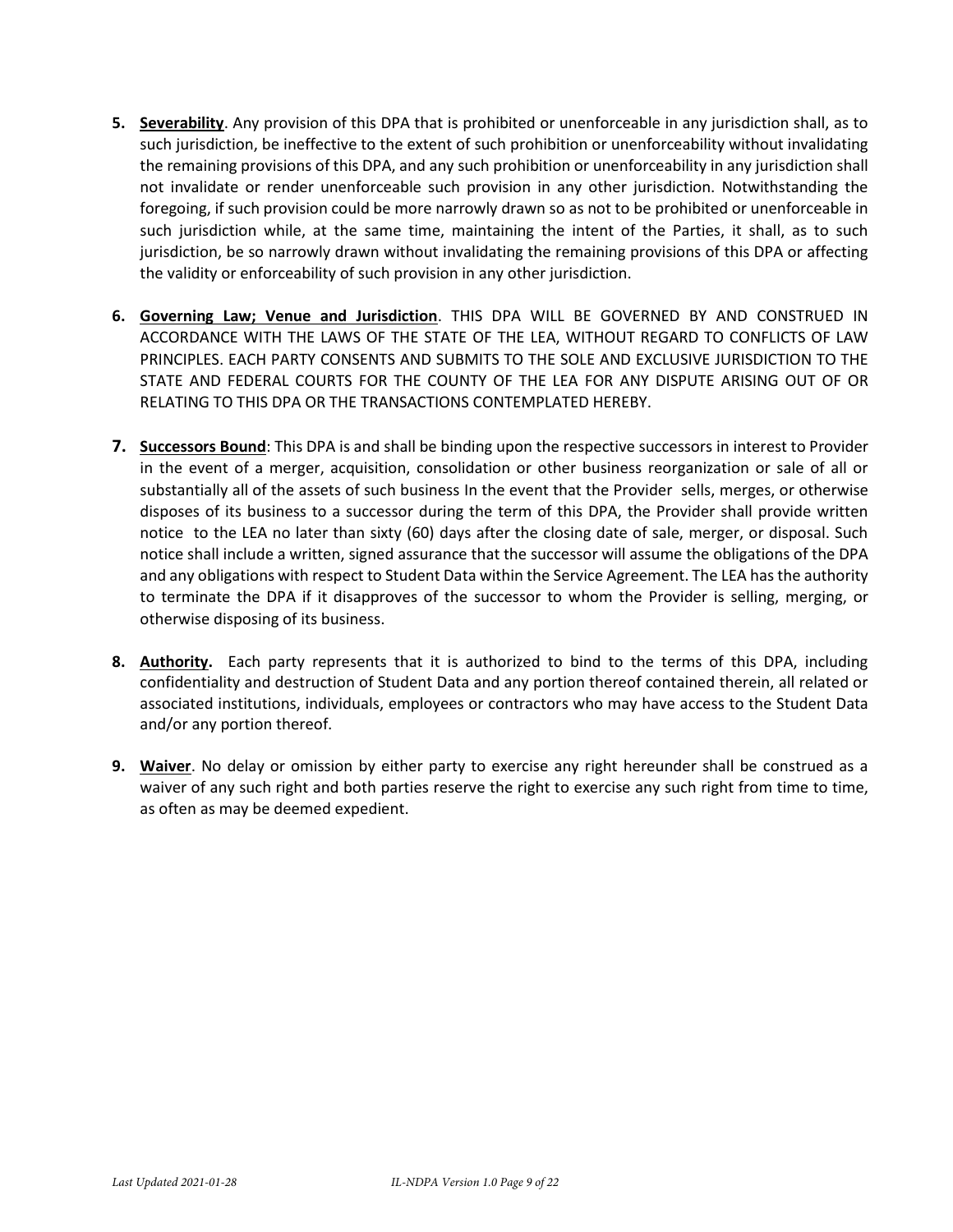5. **Severability**. Any provision of this DPA that is prohibited or unenforceable in any jurisdiction shall, as to such jurisdiction, be ineffective to the extent of such prohibition or unenforceability without invalidating the remaining provisions of this DPA, and any such prohibition or unenforceability in any jurisdiction shall not invalidate or render unenforceable such provision in any other jurisdiction. Notwithstanding the foregoing, if such provision could be more narrowly drawn so as not to be prohibited or unenforceable in such jurisdiction while, at the same time, maintaining the intent of the Parties, it shall, as to such jurisdiction, be so narrowly drawn without invalidating the remaining provisions of this DPA or affecting the validity or enforceability of such provision in any other jurisdiction.

6. **Governing Law; Venue and Jurisdiction**. THIS DPA WILL BE GOVERNED BY AND CONSTRUED IN ACCORDANCE WITH THE LAWS OF THE STATE OF THE LEA, WITHOUT REGARD TO CONFLICTS OF LAW PRINCIPLES. EACH PARTY CONSENTS AND SUBMITS TO THE SOLE AND EXCLUSIVE JURISDICTION TO THE STATE AND FEDERAL COURTS FOR THE COUNTY OF THE LEA FOR ANY DISPUTE ARISING OUT OF OR RELATING TO THIS DPA OR THE TRANSACTIONS CONTEMPLATED HEREBY.

7. **Successors Bound**: This DPA is and shall be binding upon the respective successors in interest to Provider in the event of a merger, acquisition, consolidation or other business reorganization or sale of all or substantially all of the assets of such business In the event that the Provider sells, merges, or otherwise disposes of its business to a successor during the term of this DPA, the Provider shall provide written notice to the LEA no later than sixty (60) days after the closing date of sale, merger, or disposal. Such notice shall include a written, signed assurance that the successor will assume the obligations of the DPA and any obligations with respect to Student Data within the Service Agreement. The LEA has the authority to terminate the DPA if it disapproves of the successor to whom the Provider is selling, merging, or otherwise disposing of its business.

8. **Authority.** Each party represents that it is authorized to bind to the terms of this DPA, including confidentiality and destruction of Student Data and any portion thereof contained therein, all related or associated institutions, individuals, employees or contractors who may have access to the Student Data and/or any portion thereof.

9. **Waiver**. No delay or omission by either party to exercise any right hereunder shall be construed as a waiver of any such right and both parties reserve the right to exercise any such right from time to time, as often as may be deemed expedient.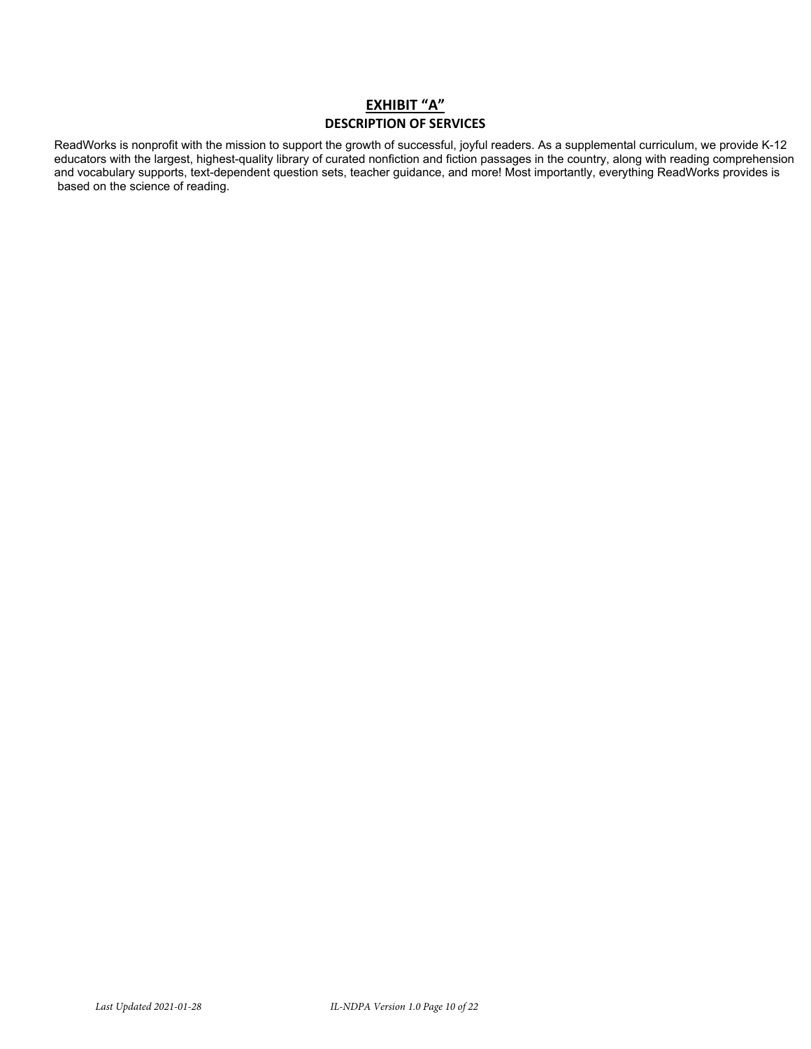# EXHIBIT "A"

## DESCRIPTION OF SERVICES

ReadWorks is nonprofit with the mission to support the growth of successful, joyful readers. As a supplemental curriculum, we provide K-12 educators with the largest, highest-quality library of curated nonfiction and fiction passages in the country, along with reading comprehension and vocabulary supports, text-dependent question sets, teacher guidance, and more! Most importantly, everything ReadWorks provides is based on the science of reading.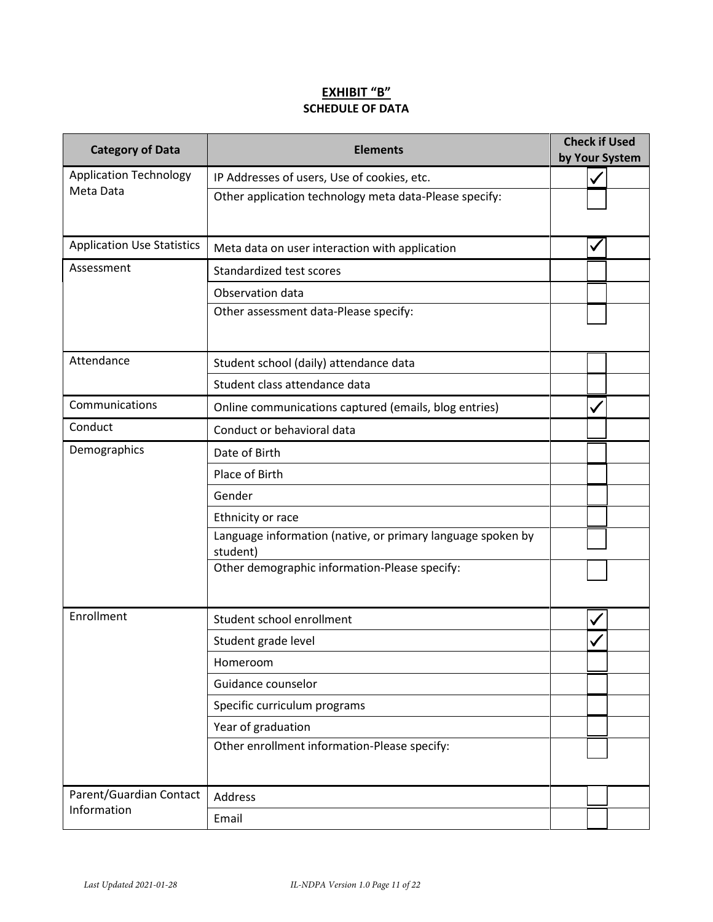## EXHIBIT "B"
**SCHEDULE OF DATA**

| Category of Data | Elements | Check if Used by Your System |
|---|---|---|
| Application Technology Meta Data | IP Addresses of users, Use of cookies, etc. | ✓ |
| | Other application technology meta data-Please specify: | |
| Application Use Statistics | Meta data on user interaction with application | ✓ |
| Assessment | Standardized test scores | |
| | Observation data | |
| | Other assessment data-Please specify: | |
| Attendance | Student school (daily) attendance data | |
| | Student class attendance data | |
| Communications | Online communications captured (emails, blog entries) | ✓ |
| Conduct | Conduct or behavioral data | |
| Demographics | Date of Birth | |
| | Place of Birth | |
| | Gender | |
| | Ethnicity or race | |
| | Language information (native, or primary language spoken by student) | |
| | Other demographic information-Please specify: | |
| Enrollment | Student school enrollment | ✓ |
| | Student grade level | ✓ |
| | Homeroom | |
| | Guidance counselor | |
| | Specific curriculum programs | |
| | Year of graduation | |
| | Other enrollment information-Please specify: | |
| Parent/Guardian Contact Information | Address | |
| | Email | |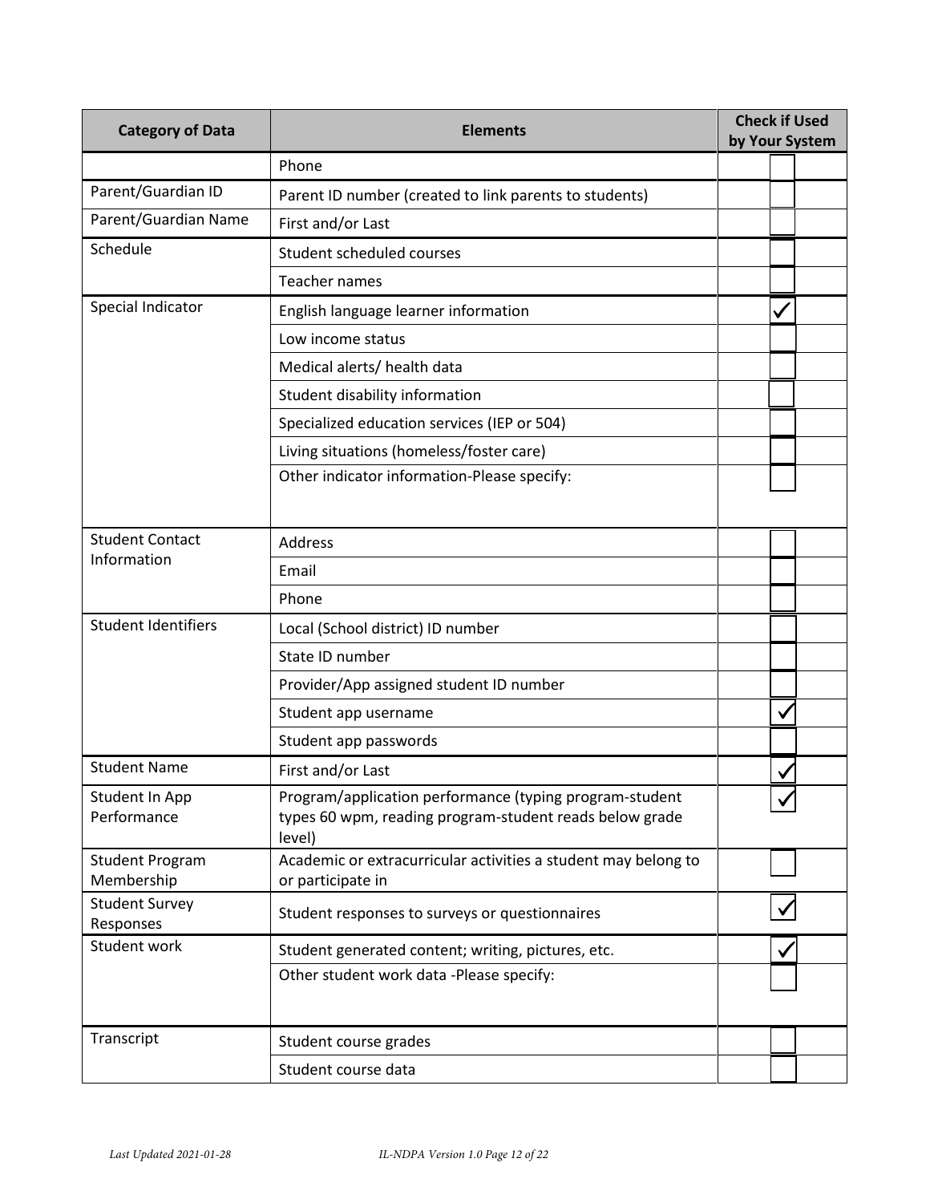| Category of Data | Elements | Check if Used by Your System |
|---|---|---|
| | Phone | ☐ |
| Parent/Guardian ID | Parent ID number (created to link parents to students) | ☐ |
| Parent/Guardian Name | First and/or Last | ☐ |
| Schedule | Student scheduled courses | ☐ |
| | Teacher names | ☐ |
| Special Indicator | English language learner information | ✓ |
| | Low income status | ☐ |
| | Medical alerts/ health data | ☐ |
| | Student disability information | ☐ |
| | Specialized education services (IEP or 504) | ☐ |
| | Living situations (homeless/foster care) | ☐ |
| | Other indicator information-Please specify: | ☐ |
| Student Contact Information | Address | ☐ |
| | Email | ☐ |
| | Phone | ☐ |
| Student Identifiers | Local (School district) ID number | ☐ |
| | State ID number | ☐ |
| | Provider/App assigned student ID number | ☐ |
| | Student app username | ✓ |
| | Student app passwords | ☐ |
| Student Name | First and/or Last | ✓ |
| Student In App Performance | Program/application performance (typing program-student types 60 wpm, reading program-student reads below grade level) | ✓ |
| Student Program Membership | Academic or extracurricular activities a student may belong to or participate in | ☐ |
| Student Survey Responses | Student responses to surveys or questionnaires | ✓ |
| Student work | Student generated content; writing, pictures, etc. | ✓ |
| | Other student work data -Please specify: | ☐ |
| Transcript | Student course grades | ☐ |
| | Student course data | ☐ |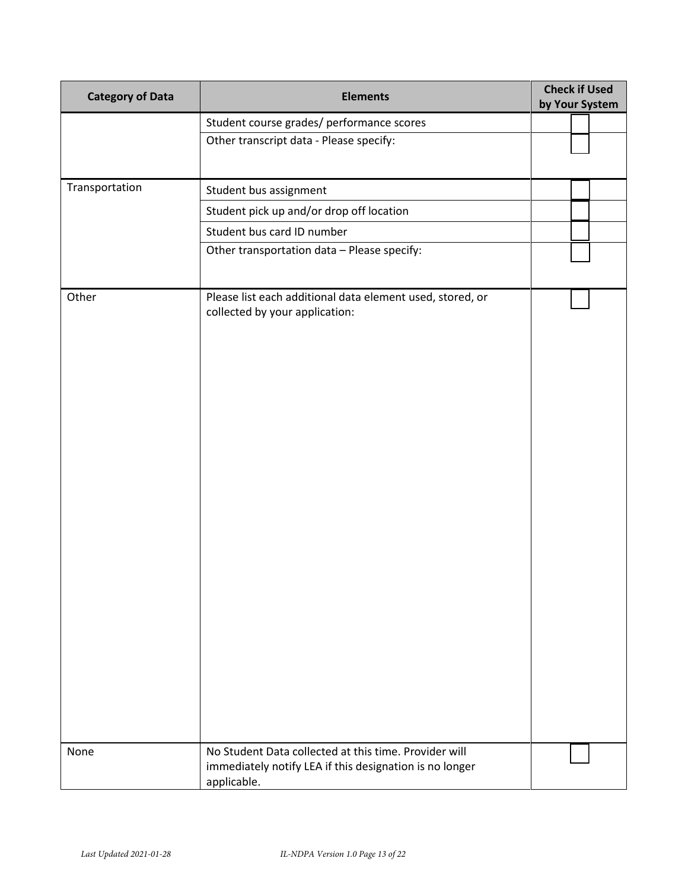| Category of Data | Elements | Check if Used by Your System |
|---|---|---|
| | Student course grades/ performance scores | |
| | Other transcript data - Please specify: | |
| Transportation | Student bus assignment | |
| | Student pick up and/or drop off location | |
| | Student bus card ID number | |
| | Other transportation data – Please specify: | |
| Other | Please list each additional data element used, stored, or collected by your application: | |
| None | No Student Data collected at this time. Provider will immediately notify LEA if this designation is no longer applicable. | |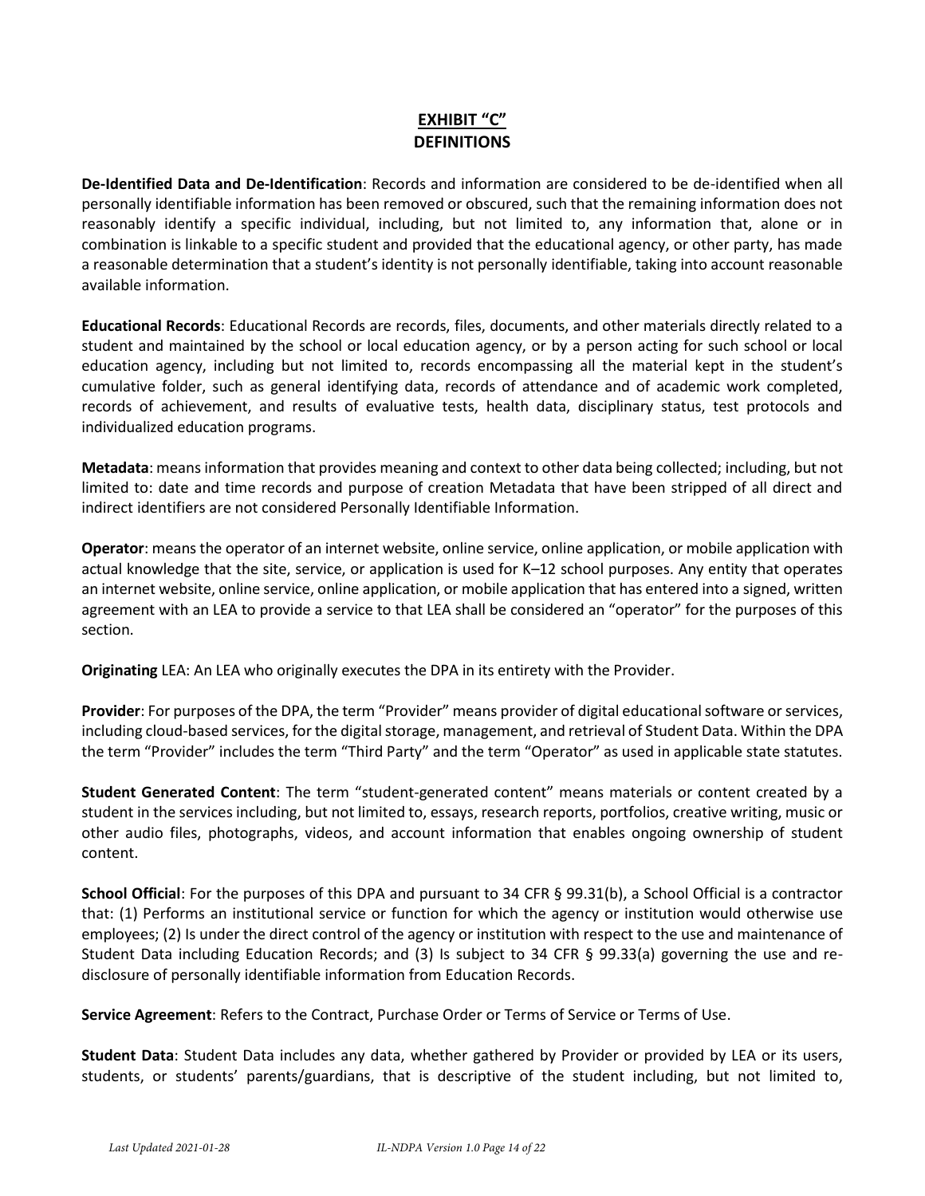## EXHIBIT "C"
## DEFINITIONS

**De-Identified Data and De-Identification**: Records and information are considered to be de-identified when all personally identifiable information has been removed or obscured, such that the remaining information does not reasonably identify a specific individual, including, but not limited to, any information that, alone or in combination is linkable to a specific student and provided that the educational agency, or other party, has made a reasonable determination that a student's identity is not personally identifiable, taking into account reasonable available information.

**Educational Records**: Educational Records are records, files, documents, and other materials directly related to a student and maintained by the school or local education agency, or by a person acting for such school or local education agency, including but not limited to, records encompassing all the material kept in the student's cumulative folder, such as general identifying data, records of attendance and of academic work completed, records of achievement, and results of evaluative tests, health data, disciplinary status, test protocols and individualized education programs.

**Metadata**: means information that provides meaning and context to other data being collected; including, but not limited to: date and time records and purpose of creation Metadata that have been stripped of all direct and indirect identifiers are not considered Personally Identifiable Information.

**Operator**: means the operator of an internet website, online service, online application, or mobile application with actual knowledge that the site, service, or application is used for K–12 school purposes. Any entity that operates an internet website, online service, online application, or mobile application that has entered into a signed, written agreement with an LEA to provide a service to that LEA shall be considered an "operator" for the purposes of this section.

**Originating** LEA: An LEA who originally executes the DPA in its entirety with the Provider.

**Provider**: For purposes of the DPA, the term "Provider" means provider of digital educational software or services, including cloud-based services, for the digital storage, management, and retrieval of Student Data. Within the DPA the term "Provider" includes the term "Third Party" and the term "Operator" as used in applicable state statutes.

**Student Generated Content**: The term "student-generated content" means materials or content created by a student in the services including, but not limited to, essays, research reports, portfolios, creative writing, music or other audio files, photographs, videos, and account information that enables ongoing ownership of student content.

**School Official**: For the purposes of this DPA and pursuant to 34 CFR § 99.31(b), a School Official is a contractor that: (1) Performs an institutional service or function for which the agency or institution would otherwise use employees; (2) Is under the direct control of the agency or institution with respect to the use and maintenance of Student Data including Education Records; and (3) Is subject to 34 CFR § 99.33(a) governing the use and re-disclosure of personally identifiable information from Education Records.

**Service Agreement**: Refers to the Contract, Purchase Order or Terms of Service or Terms of Use.

**Student Data**: Student Data includes any data, whether gathered by Provider or provided by LEA or its users, students, or students' parents/guardians, that is descriptive of the student including, but not limited to,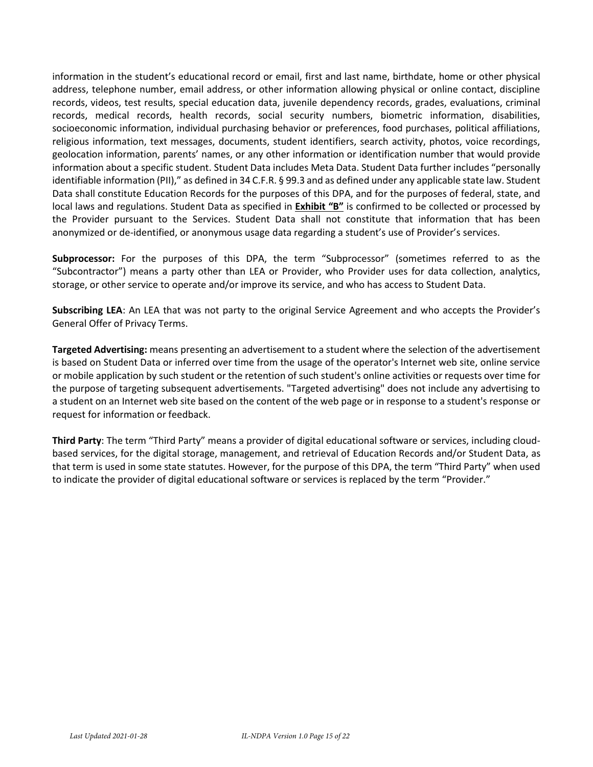information in the student's educational record or email, first and last name, birthdate, home or other physical address, telephone number, email address, or other information allowing physical or online contact, discipline records, videos, test results, special education data, juvenile dependency records, grades, evaluations, criminal records, medical records, health records, social security numbers, biometric information, disabilities, socioeconomic information, individual purchasing behavior or preferences, food purchases, political affiliations, religious information, text messages, documents, student identifiers, search activity, photos, voice recordings, geolocation information, parents' names, or any other information or identification number that would provide information about a specific student. Student Data includes Meta Data. Student Data further includes "personally identifiable information (PII)," as defined in 34 C.F.R. § 99.3 and as defined under any applicable state law. Student Data shall constitute Education Records for the purposes of this DPA, and for the purposes of federal, state, and local laws and regulations. Student Data as specified in **Exhibit "B"** is confirmed to be collected or processed by the Provider pursuant to the Services. Student Data shall not constitute that information that has been anonymized or de-identified, or anonymous usage data regarding a student's use of Provider's services.

**Subprocessor:** For the purposes of this DPA, the term "Subprocessor" (sometimes referred to as the "Subcontractor") means a party other than LEA or Provider, who Provider uses for data collection, analytics, storage, or other service to operate and/or improve its service, and who has access to Student Data.

**Subscribing LEA**: An LEA that was not party to the original Service Agreement and who accepts the Provider's General Offer of Privacy Terms.

**Targeted Advertising:** means presenting an advertisement to a student where the selection of the advertisement is based on Student Data or inferred over time from the usage of the operator's Internet web site, online service or mobile application by such student or the retention of such student's online activities or requests over time for the purpose of targeting subsequent advertisements. "Targeted advertising" does not include any advertising to a student on an Internet web site based on the content of the web page or in response to a student's response or request for information or feedback.

**Third Party**: The term "Third Party" means a provider of digital educational software or services, including cloud-based services, for the digital storage, management, and retrieval of Education Records and/or Student Data, as that term is used in some state statutes. However, for the purpose of this DPA, the term "Third Party" when used to indicate the provider of digital educational software or services is replaced by the term "Provider."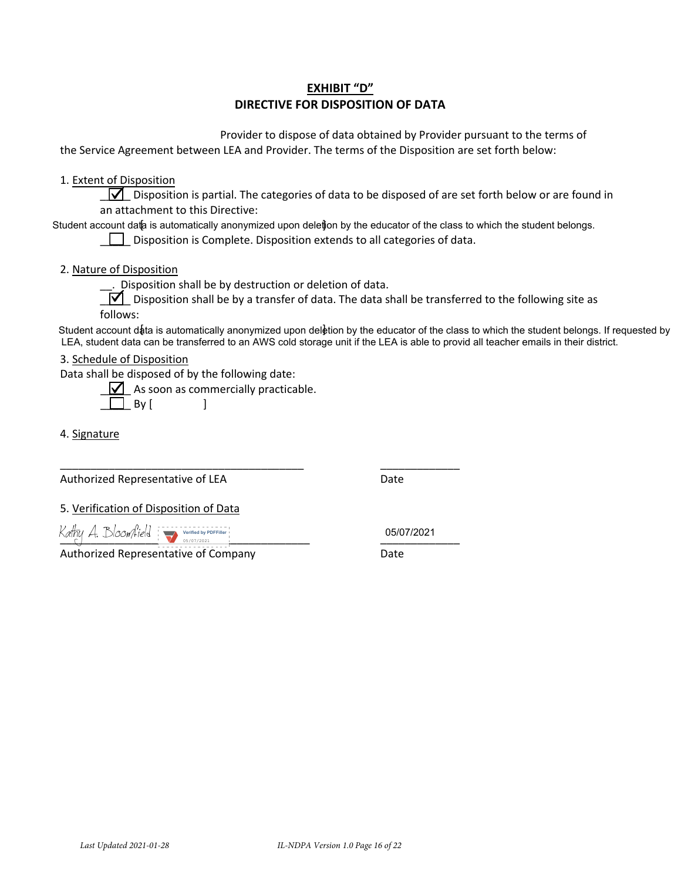## EXHIBIT "D"
## DIRECTIVE FOR DISPOSITION OF DATA

Provider to dispose of data obtained by Provider pursuant to the terms of the Service Agreement between LEA and Provider. The terms of the Disposition are set forth below:

1. Extent of Disposition

    ☑ Disposition is partial. The categories of data to be disposed of are set forth below or are found in an attachment to this Directive:

    [Student account data is automatically anonymized upon deletion by the educator of the class to which the student belongs.]

    ☐ Disposition is Complete. Disposition extends to all categories of data.

2. Nature of Disposition

    __. Disposition shall be by destruction or deletion of data.

    ☑ Disposition shall be by a transfer of data. The data shall be transferred to the following site as follows:

    [Student account data is automatically anonymized upon deletion by the educator of the class to which the student belongs. If requested by LEA, student data can be transferred to an AWS cold storage unit if the LEA is able to provid all teacher emails in their district.]

3. Schedule of Disposition

    Data shall be disposed of by the following date:

    ☑ As soon as commercially practicable.

    ☐ By [ ]

4. Signature

_________________________________________ _____________

Authorized Representative of LEA Date

5. Verification of Disposition of Data

Kathy A. Bloomfield (Verified by PDFFiller 05/07/2021) 05/07/2021

Authorized Representative of Company Date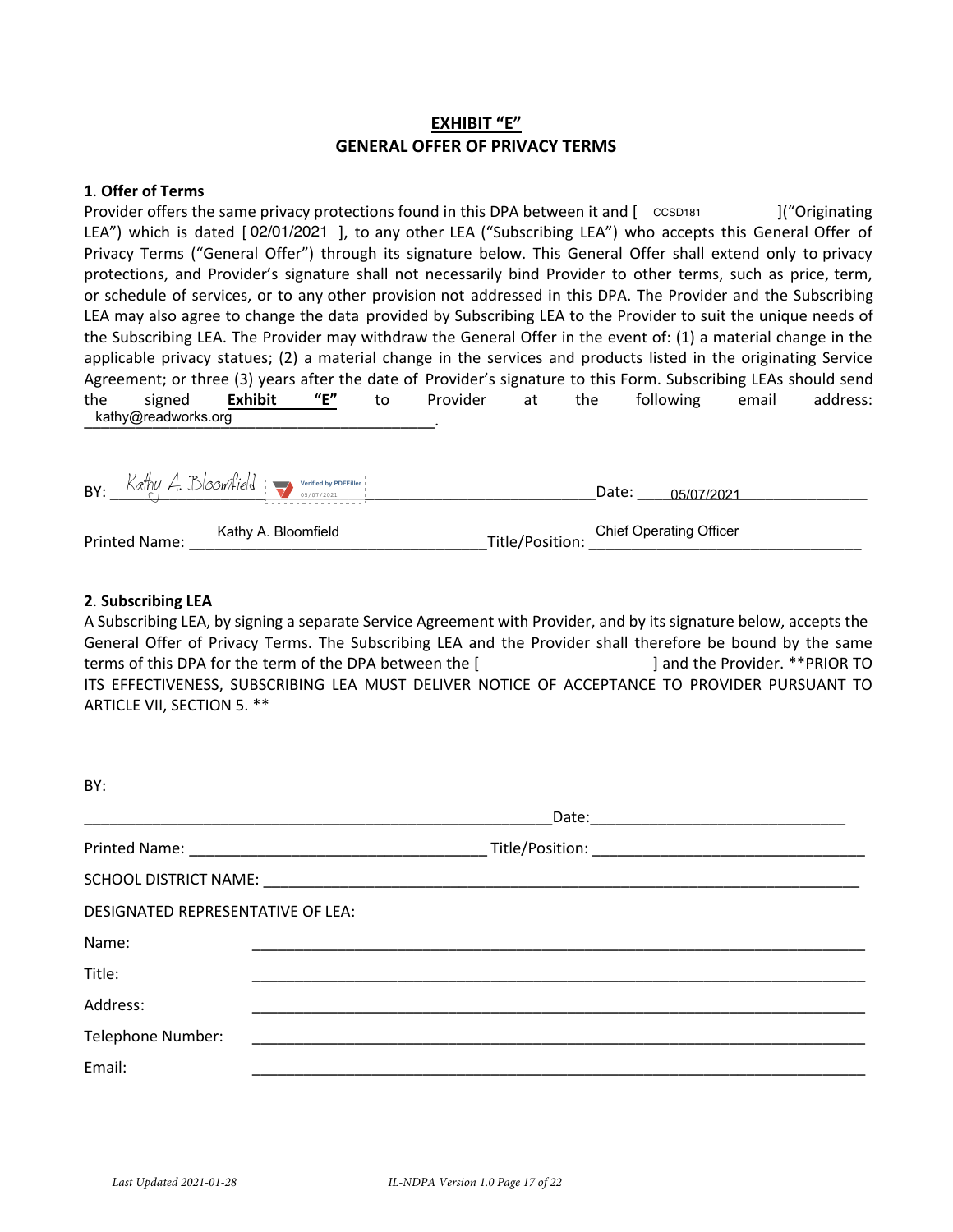## EXHIBIT "E"
## GENERAL OFFER OF PRIVACY TERMS

**1. Offer of Terms**

Provider offers the same privacy protections found in this DPA between it and [ CCSD181 ]("Originating LEA") which is dated [ 02/01/2021 ], to any other LEA ("Subscribing LEA") who accepts this General Offer of Privacy Terms ("General Offer") through its signature below. This General Offer shall extend only to privacy protections, and Provider's signature shall not necessarily bind Provider to other terms, such as price, term, or schedule of services, or to any other provision not addressed in this DPA. The Provider and the Subscribing LEA may also agree to change the data provided by Subscribing LEA to the Provider to suit the unique needs of the Subscribing LEA. The Provider may withdraw the General Offer in the event of: (1) a material change in the applicable privacy statues; (2) a material change in the services and products listed in the originating Service Agreement; or three (3) years after the date of Provider's signature to this Form. Subscribing LEAs should send the signed **Exhibit "E"** to Provider at the following email address: kathy@readworks.org.

BY: Kathy A. Bloomfield (Verified by PDFFiller 05/07/2021) Date: 05/07/2021

Printed Name: Kathy A. Bloomfield Title/Position: Chief Operating Officer

**2. Subscribing LEA**

A Subscribing LEA, by signing a separate Service Agreement with Provider, and by its signature below, accepts the General Offer of Privacy Terms. The Subscribing LEA and the Provider shall therefore be bound by the same terms of this DPA for the term of the DPA between the [ ] and the Provider. **PRIOR TO ITS EFFECTIVENESS, SUBSCRIBING LEA MUST DELIVER NOTICE OF ACCEPTANCE TO PROVIDER PURSUANT TO ARTICLE VII, SECTION 5. **

BY:

________________________________ Date: ________________

Printed Name: ________________ Title/Position: ________________

SCHOOL DISTRICT NAME: ________________

DESIGNATED REPRESENTATIVE OF LEA:

Name: ________________

Title: ________________

Address: ________________

Telephone Number: ________________

Email: ________________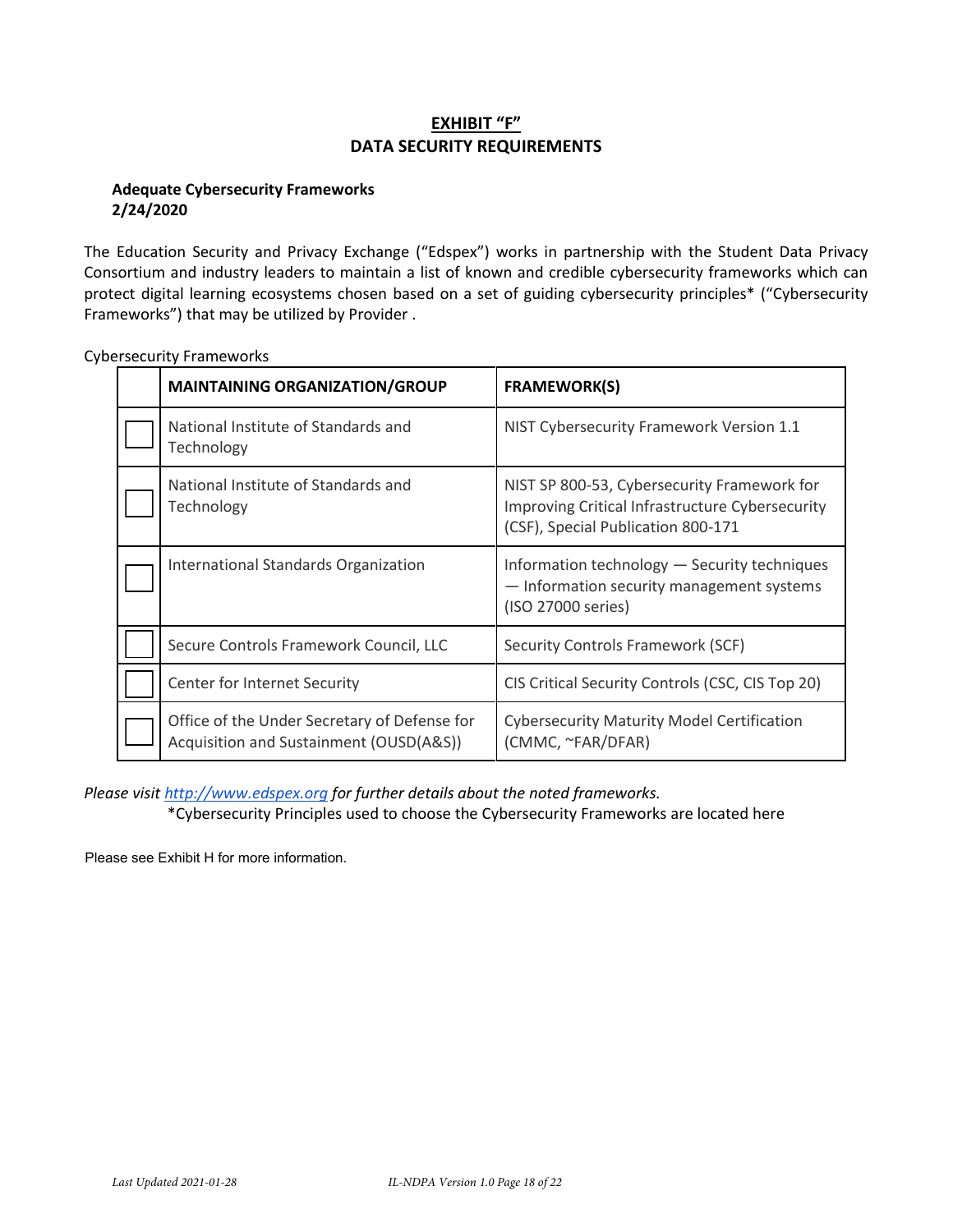# **EXHIBIT "F"**
# **DATA SECURITY REQUIREMENTS**

**Adequate Cybersecurity Frameworks**
**2/24/2020**

The Education Security and Privacy Exchange ("Edspex") works in partnership with the Student Data Privacy Consortium and industry leaders to maintain a list of known and credible cybersecurity frameworks which can protect digital learning ecosystems chosen based on a set of guiding cybersecurity principles* ("Cybersecurity Frameworks") that may be utilized by Provider .

Cybersecurity Frameworks

| | **MAINTAINING ORGANIZATION/GROUP** | **FRAMEWORK(S)** |
|---|---|---|
| ☐ | National Institute of Standards and Technology | NIST Cybersecurity Framework Version 1.1 |
| ☐ | National Institute of Standards and Technology | NIST SP 800-53, Cybersecurity Framework for Improving Critical Infrastructure Cybersecurity (CSF), Special Publication 800-171 |
| ☐ | International Standards Organization | Information technology — Security techniques — Information security management systems (ISO 27000 series) |
| ☐ | Secure Controls Framework Council, LLC | Security Controls Framework (SCF) |
| ☐ | Center for Internet Security | CIS Critical Security Controls (CSC, CIS Top 20) |
| ☐ | Office of the Under Secretary of Defense for Acquisition and Sustainment (OUSD(A&S)) | Cybersecurity Maturity Model Certification (CMMC, ~FAR/DFAR) |

*Please visit [http://www.edspex.org](http://www.edspex.org) for further details about the noted frameworks.*

*Cybersecurity Principles used to choose the Cybersecurity Frameworks are located here

Please see Exhibit H for more information.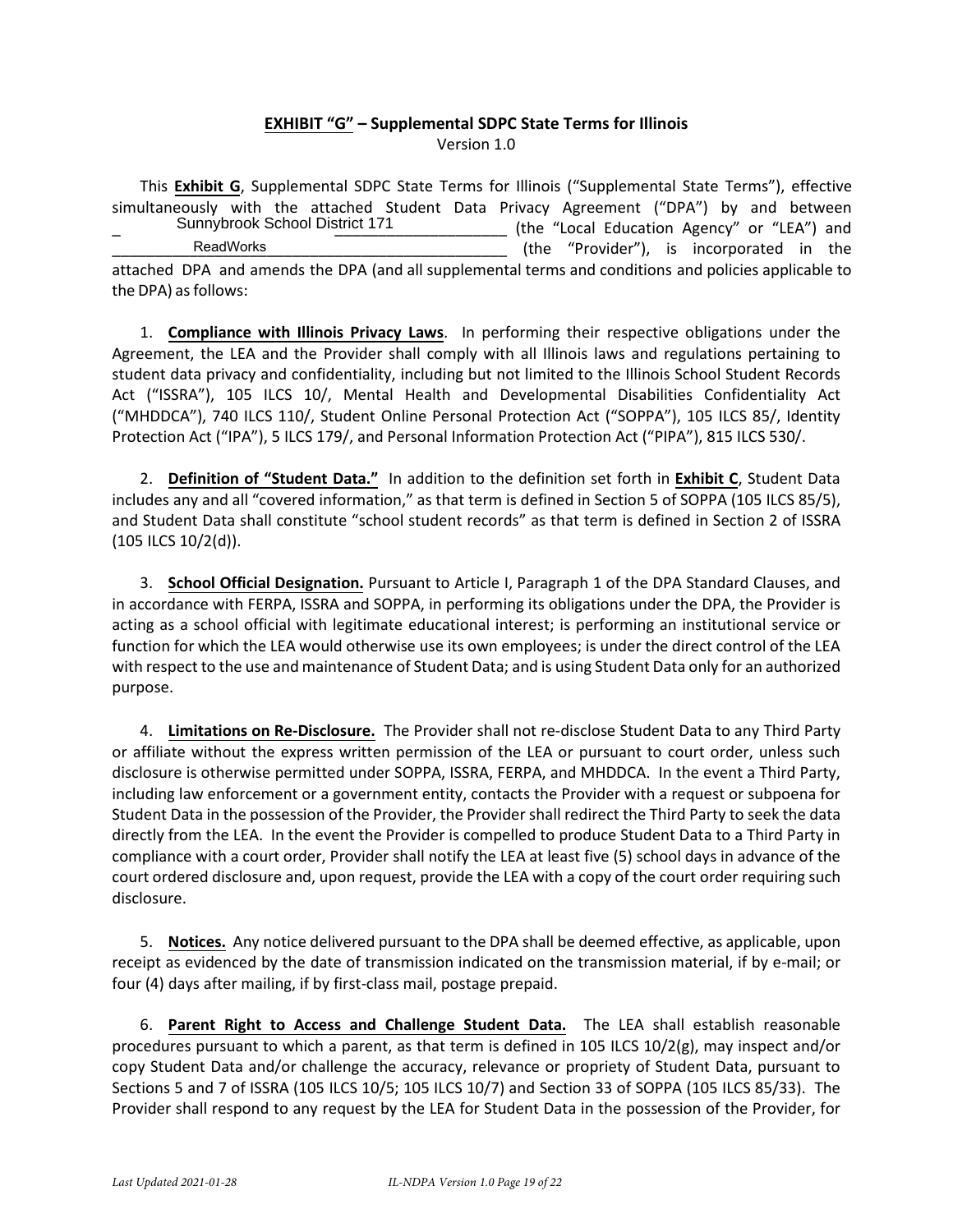## **EXHIBIT "G" – Supplemental SDPC State Terms for Illinois**

Version 1.0

This **Exhibit G**, Supplemental SDPC State Terms for Illinois ("Supplemental State Terms"), effective simultaneously with the attached Student Data Privacy Agreement ("DPA") by and between Sunnybrook School District 171 (the "Local Education Agency" or "LEA") and ReadWorks (the "Provider"), is incorporated in the attached DPA and amends the DPA (and all supplemental terms and conditions and policies applicable to the DPA) as follows:

1. **Compliance with Illinois Privacy Laws**. In performing their respective obligations under the Agreement, the LEA and the Provider shall comply with all Illinois laws and regulations pertaining to student data privacy and confidentiality, including but not limited to the Illinois School Student Records Act ("ISSRA"), 105 ILCS 10/, Mental Health and Developmental Disabilities Confidentiality Act ("MHDDCA"), 740 ILCS 110/, Student Online Personal Protection Act ("SOPPA"), 105 ILCS 85/, Identity Protection Act ("IPA"), 5 ILCS 179/, and Personal Information Protection Act ("PIPA"), 815 ILCS 530/.

2. **Definition of "Student Data."** In addition to the definition set forth in **Exhibit C**, Student Data includes any and all "covered information," as that term is defined in Section 5 of SOPPA (105 ILCS 85/5), and Student Data shall constitute "school student records" as that term is defined in Section 2 of ISSRA (105 ILCS 10/2(d)).

3. **School Official Designation.** Pursuant to Article I, Paragraph 1 of the DPA Standard Clauses, and in accordance with FERPA, ISSRA and SOPPA, in performing its obligations under the DPA, the Provider is acting as a school official with legitimate educational interest; is performing an institutional service or function for which the LEA would otherwise use its own employees; is under the direct control of the LEA with respect to the use and maintenance of Student Data; and is using Student Data only for an authorized purpose.

4. **Limitations on Re-Disclosure.** The Provider shall not re-disclose Student Data to any Third Party or affiliate without the express written permission of the LEA or pursuant to court order, unless such disclosure is otherwise permitted under SOPPA, ISSRA, FERPA, and MHDDCA. In the event a Third Party, including law enforcement or a government entity, contacts the Provider with a request or subpoena for Student Data in the possession of the Provider, the Provider shall redirect the Third Party to seek the data directly from the LEA. In the event the Provider is compelled to produce Student Data to a Third Party in compliance with a court order, Provider shall notify the LEA at least five (5) school days in advance of the court ordered disclosure and, upon request, provide the LEA with a copy of the court order requiring such disclosure.

5. **Notices.** Any notice delivered pursuant to the DPA shall be deemed effective, as applicable, upon receipt as evidenced by the date of transmission indicated on the transmission material, if by e-mail; or four (4) days after mailing, if by first-class mail, postage prepaid.

6. **Parent Right to Access and Challenge Student Data.** The LEA shall establish reasonable procedures pursuant to which a parent, as that term is defined in 105 ILCS 10/2(g), may inspect and/or copy Student Data and/or challenge the accuracy, relevance or propriety of Student Data, pursuant to Sections 5 and 7 of ISSRA (105 ILCS 10/5; 105 ILCS 10/7) and Section 33 of SOPPA (105 ILCS 85/33). The Provider shall respond to any request by the LEA for Student Data in the possession of the Provider, for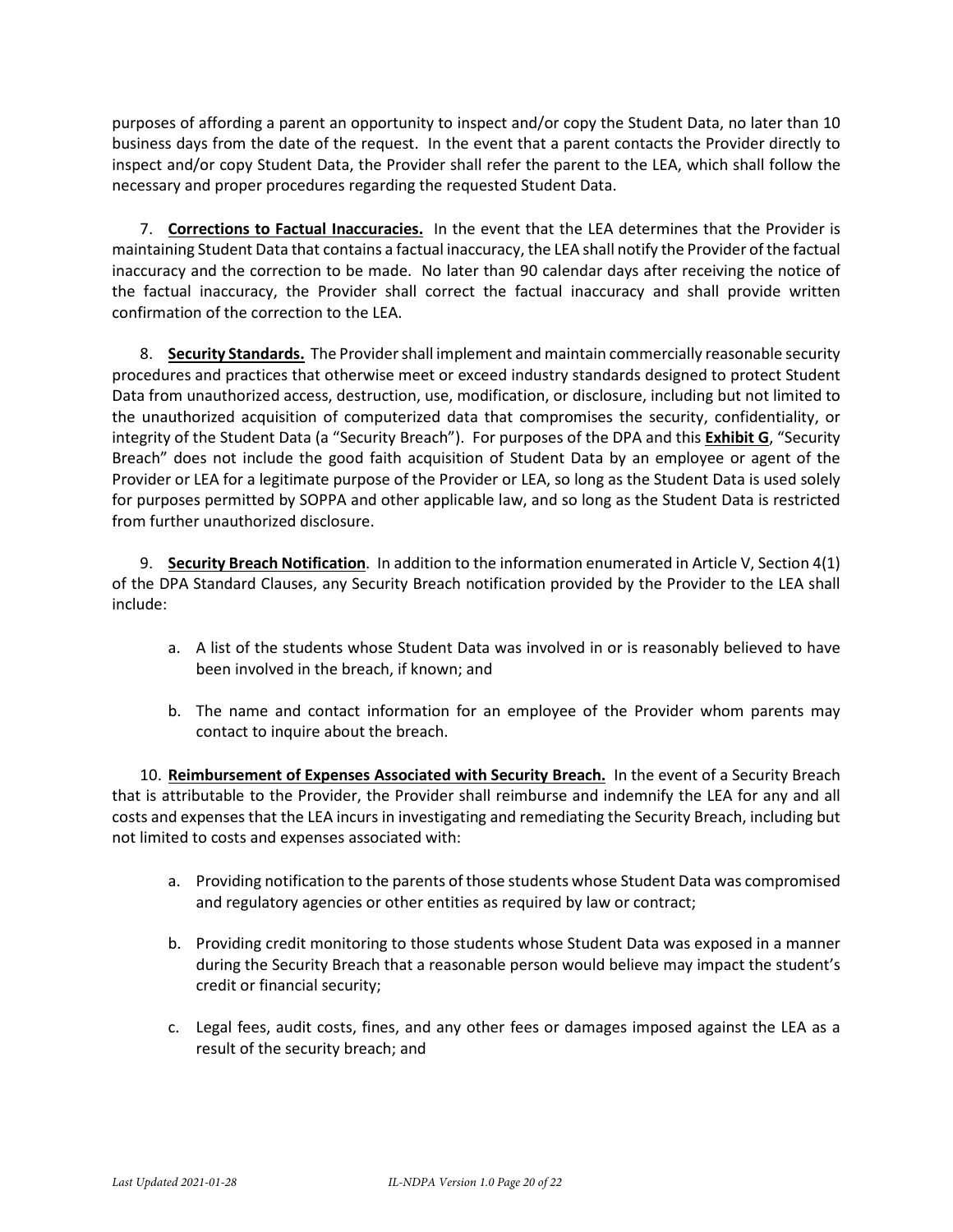purposes of affording a parent an opportunity to inspect and/or copy the Student Data, no later than 10 business days from the date of the request. In the event that a parent contacts the Provider directly to inspect and/or copy Student Data, the Provider shall refer the parent to the LEA, which shall follow the necessary and proper procedures regarding the requested Student Data.

7. **Corrections to Factual Inaccuracies.** In the event that the LEA determines that the Provider is maintaining Student Data that contains a factual inaccuracy, the LEA shall notify the Provider of the factual inaccuracy and the correction to be made. No later than 90 calendar days after receiving the notice of the factual inaccuracy, the Provider shall correct the factual inaccuracy and shall provide written confirmation of the correction to the LEA.

8. **Security Standards.** The Provider shall implement and maintain commercially reasonable security procedures and practices that otherwise meet or exceed industry standards designed to protect Student Data from unauthorized access, destruction, use, modification, or disclosure, including but not limited to the unauthorized acquisition of computerized data that compromises the security, confidentiality, or integrity of the Student Data (a "Security Breach"). For purposes of the DPA and this **Exhibit G**, "Security Breach" does not include the good faith acquisition of Student Data by an employee or agent of the Provider or LEA for a legitimate purpose of the Provider or LEA, so long as the Student Data is used solely for purposes permitted by SOPPA and other applicable law, and so long as the Student Data is restricted from further unauthorized disclosure.

9. **Security Breach Notification**. In addition to the information enumerated in Article V, Section 4(1) of the DPA Standard Clauses, any Security Breach notification provided by the Provider to the LEA shall include:

   a. A list of the students whose Student Data was involved in or is reasonably believed to have been involved in the breach, if known; and

   b. The name and contact information for an employee of the Provider whom parents may contact to inquire about the breach.

10. **Reimbursement of Expenses Associated with Security Breach.** In the event of a Security Breach that is attributable to the Provider, the Provider shall reimburse and indemnify the LEA for any and all costs and expenses that the LEA incurs in investigating and remediating the Security Breach, including but not limited to costs and expenses associated with:

   a. Providing notification to the parents of those students whose Student Data was compromised and regulatory agencies or other entities as required by law or contract;

   b. Providing credit monitoring to those students whose Student Data was exposed in a manner during the Security Breach that a reasonable person would believe may impact the student's credit or financial security;

   c. Legal fees, audit costs, fines, and any other fees or damages imposed against the LEA as a result of the security breach; and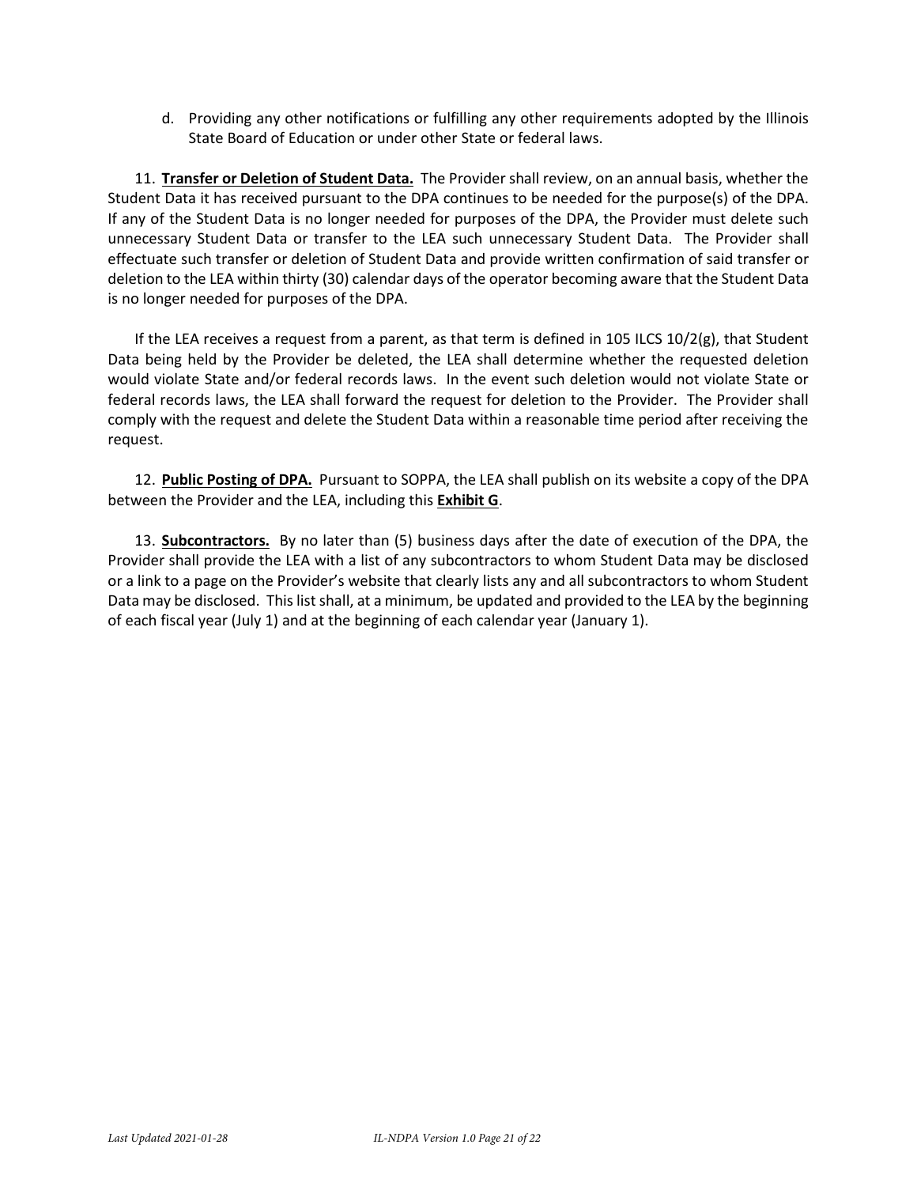d. Providing any other notifications or fulfilling any other requirements adopted by the Illinois State Board of Education or under other State or federal laws.

11. **Transfer or Deletion of Student Data.** The Provider shall review, on an annual basis, whether the Student Data it has received pursuant to the DPA continues to be needed for the purpose(s) of the DPA. If any of the Student Data is no longer needed for purposes of the DPA, the Provider must delete such unnecessary Student Data or transfer to the LEA such unnecessary Student Data. The Provider shall effectuate such transfer or deletion of Student Data and provide written confirmation of said transfer or deletion to the LEA within thirty (30) calendar days of the operator becoming aware that the Student Data is no longer needed for purposes of the DPA.

If the LEA receives a request from a parent, as that term is defined in 105 ILCS 10/2(g), that Student Data being held by the Provider be deleted, the LEA shall determine whether the requested deletion would violate State and/or federal records laws. In the event such deletion would not violate State or federal records laws, the LEA shall forward the request for deletion to the Provider. The Provider shall comply with the request and delete the Student Data within a reasonable time period after receiving the request.

12. **Public Posting of DPA.** Pursuant to SOPPA, the LEA shall publish on its website a copy of the DPA between the Provider and the LEA, including this **Exhibit G**.

13. **Subcontractors.** By no later than (5) business days after the date of execution of the DPA, the Provider shall provide the LEA with a list of any subcontractors to whom Student Data may be disclosed or a link to a page on the Provider's website that clearly lists any and all subcontractors to whom Student Data may be disclosed. This list shall, at a minimum, be updated and provided to the LEA by the beginning of each fiscal year (July 1) and at the beginning of each calendar year (January 1).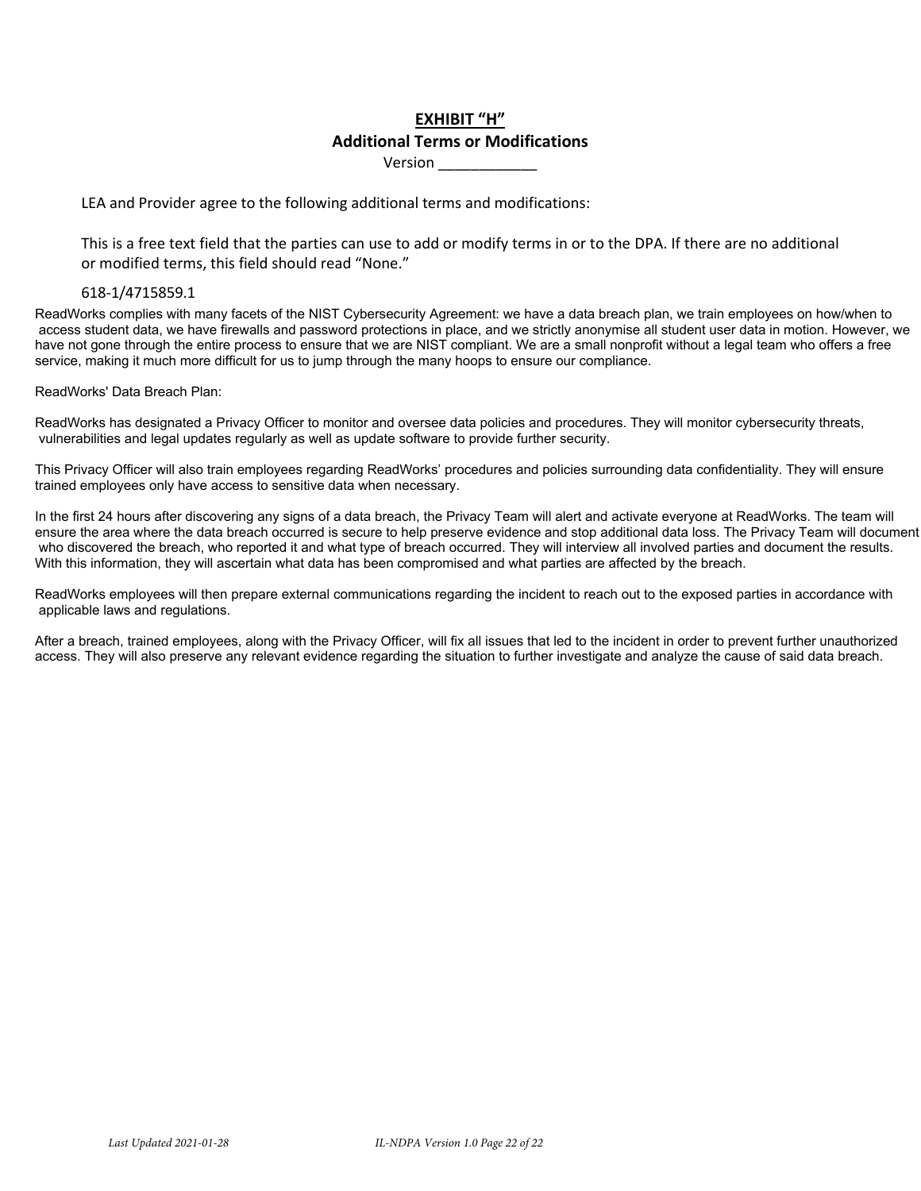# EXHIBIT "H"

## Additional Terms or Modifications

Version ____________

LEA and Provider agree to the following additional terms and modifications:

This is a free text field that the parties can use to add or modify terms in or to the DPA. If there are no additional or modified terms, this field should read "None."

618-1/4715859.1

ReadWorks complies with many facets of the NIST Cybersecurity Agreement: we have a data breach plan, we train employees on how/when to access student data, we have firewalls and password protections in place, and we strictly anonymise all student user data in motion. However, we have not gone through the entire process to ensure that we are NIST compliant. We are a small nonprofit without a legal team who offers a free service, making it much more difficult for us to jump through the many hoops to ensure our compliance.

ReadWorks' Data Breach Plan:

ReadWorks has designated a Privacy Officer to monitor and oversee data policies and procedures. They will monitor cybersecurity threats, vulnerabilities and legal updates regularly as well as update software to provide further security.

This Privacy Officer will also train employees regarding ReadWorks' procedures and policies surrounding data confidentiality. They will ensure trained employees only have access to sensitive data when necessary.

In the first 24 hours after discovering any signs of a data breach, the Privacy Team will alert and activate everyone at ReadWorks. The team will ensure the area where the data breach occurred is secure to help preserve evidence and stop additional data loss. The Privacy Team will document who discovered the breach, who reported it and what type of breach occurred. They will interview all involved parties and document the results. With this information, they will ascertain what data has been compromised and what parties are affected by the breach.

ReadWorks employees will then prepare external communications regarding the incident to reach out to the exposed parties in accordance with applicable laws and regulations.

After a breach, trained employees, along with the Privacy Officer, will fix all issues that led to the incident in order to prevent further unauthorized access. They will also preserve any relevant evidence regarding the situation to further investigate and analyze the cause of said data breach.